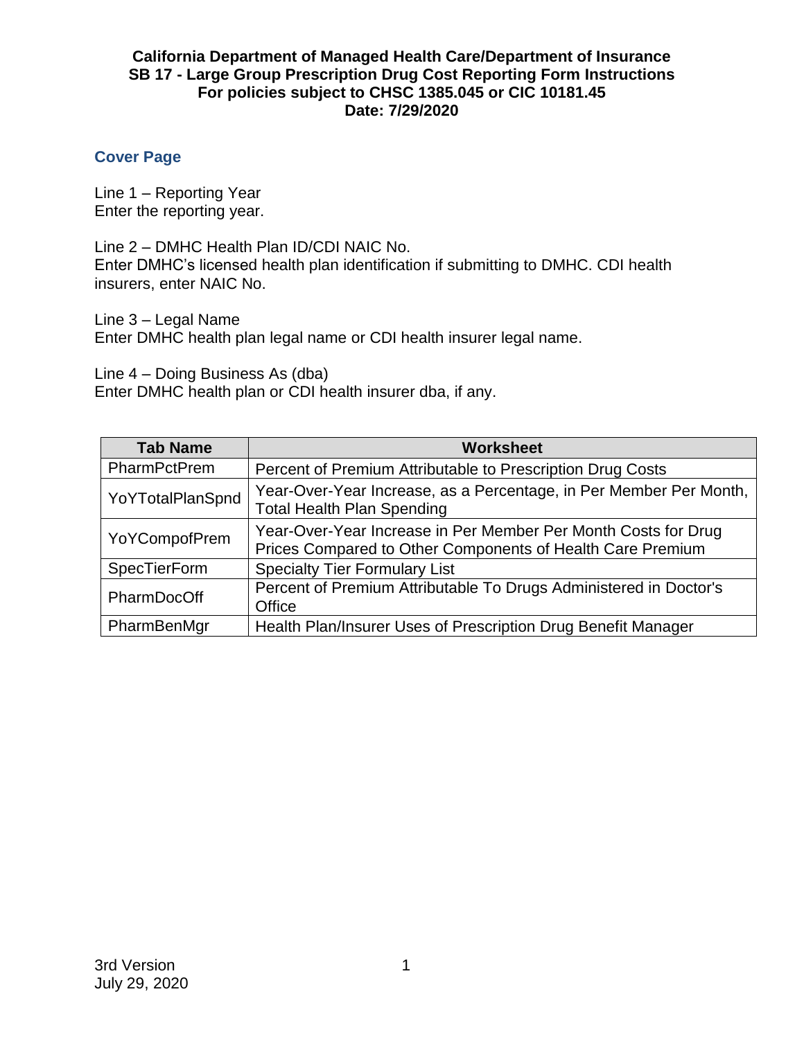**California Department of Managed Health Care/Department of Insurance**
**SB 17 - Large Group Prescription Drug Cost Reporting Form Instructions**
**For policies subject to CHSC 1385.045 or CIC 10181.45**
**Date: 7/29/2020**

## Cover Page

Line 1 – Reporting Year
Enter the reporting year.

Line 2 – DMHC Health Plan ID/CDI NAIC No.
Enter DMHC's licensed health plan identification if submitting to DMHC. CDI health insurers, enter NAIC No.

Line 3 – Legal Name
Enter DMHC health plan legal name or CDI health insurer legal name.

Line 4 – Doing Business As (dba)
Enter DMHC health plan or CDI health insurer dba, if any.

| Tab Name | Worksheet |
| --- | --- |
| PharmPctPrem | Percent of Premium Attributable to Prescription Drug Costs |
| YoYTotalPlanSpnd | Year-Over-Year Increase, as a Percentage, in Per Member Per Month, Total Health Plan Spending |
| YoYCompofPrem | Year-Over-Year Increase in Per Member Per Month Costs for Drug Prices Compared to Other Components of Health Care Premium |
| SpecTierForm | Specialty Tier Formulary List |
| PharmDocOff | Percent of Premium Attributable To Drugs Administered in Doctor's Office |
| PharmBenMgr | Health Plan/Insurer Uses of Prescription Drug Benefit Manager |

3rd Version
July 29, 2020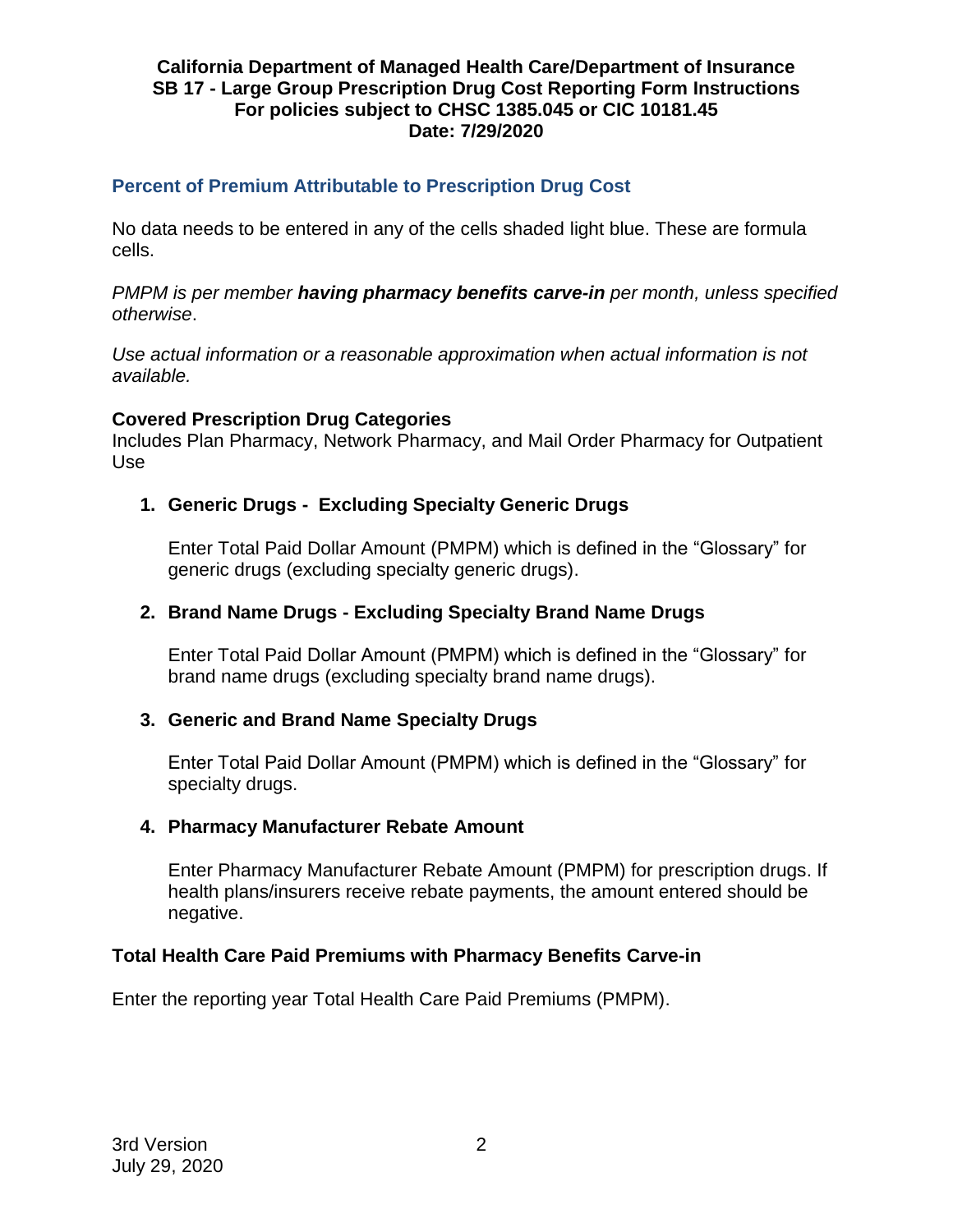## Percent of Premium Attributable to Prescription Drug Cost

No data needs to be entered in any of the cells shaded light blue. These are formula cells.

*PMPM is per member **having pharmacy benefits carve-in** per month, unless specified otherwise*.

*Use actual information or a reasonable approximation when actual information is not available.*

**Covered Prescription Drug Categories**
Includes Plan Pharmacy, Network Pharmacy, and Mail Order Pharmacy for Outpatient Use

1. **Generic Drugs - Excluding Specialty Generic Drugs**

   Enter Total Paid Dollar Amount (PMPM) which is defined in the "Glossary" for generic drugs (excluding specialty generic drugs).

2. **Brand Name Drugs - Excluding Specialty Brand Name Drugs**

   Enter Total Paid Dollar Amount (PMPM) which is defined in the "Glossary" for brand name drugs (excluding specialty brand name drugs).

3. **Generic and Brand Name Specialty Drugs**

   Enter Total Paid Dollar Amount (PMPM) which is defined in the "Glossary" for specialty drugs.

4. **Pharmacy Manufacturer Rebate Amount**

   Enter Pharmacy Manufacturer Rebate Amount (PMPM) for prescription drugs. If health plans/insurers receive rebate payments, the amount entered should be negative.

**Total Health Care Paid Premiums with Pharmacy Benefits Carve-in**

Enter the reporting year Total Health Care Paid Premiums (PMPM).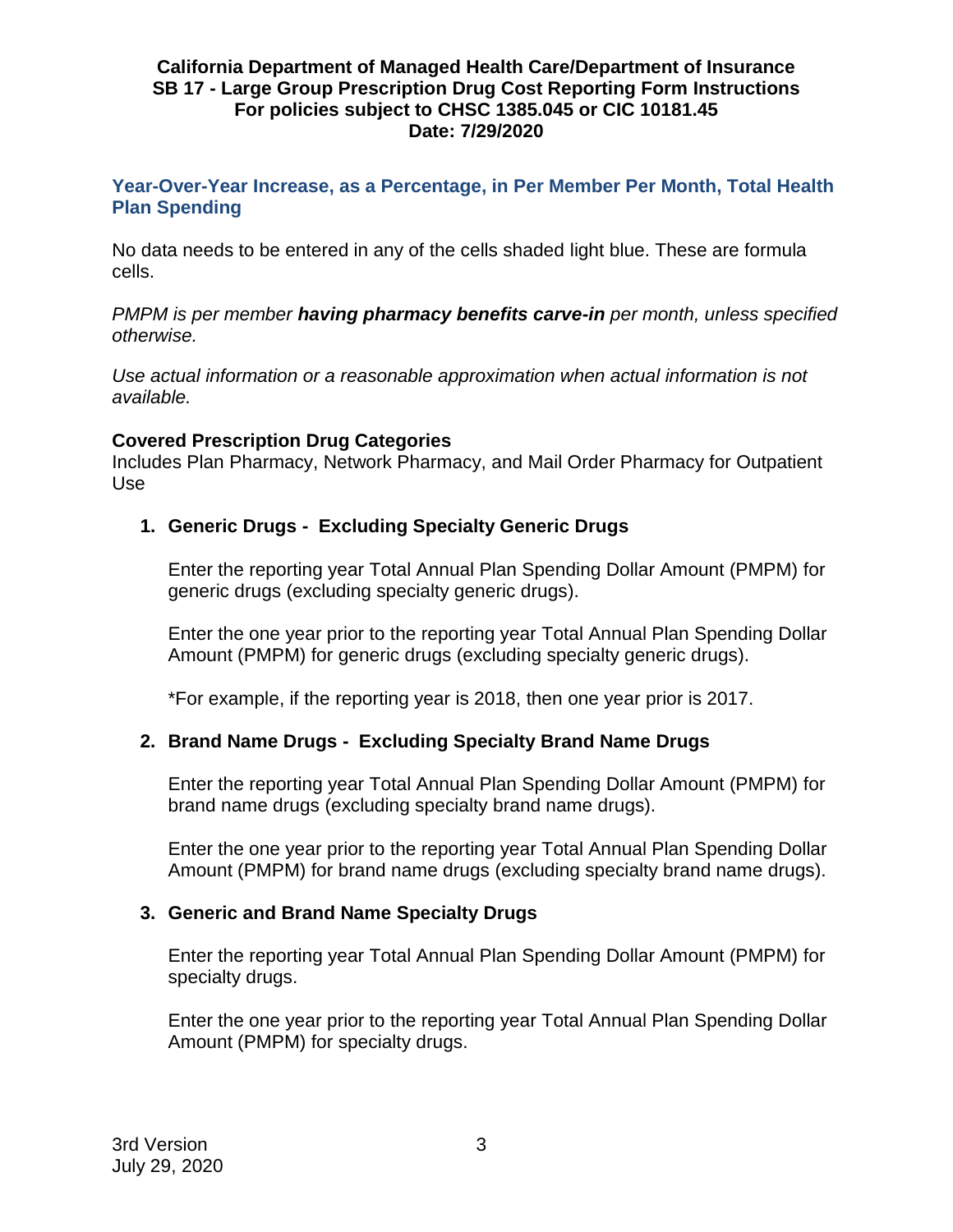## Year-Over-Year Increase, as a Percentage, in Per Member Per Month, Total Health Plan Spending

No data needs to be entered in any of the cells shaded light blue. These are formula cells.

*PMPM is per member* ***having pharmacy benefits carve-in*** *per month, unless specified otherwise.*

*Use actual information or a reasonable approximation when actual information is not available.*

**Covered Prescription Drug Categories**
Includes Plan Pharmacy, Network Pharmacy, and Mail Order Pharmacy for Outpatient Use

1. **Generic Drugs - Excluding Specialty Generic Drugs**

   Enter the reporting year Total Annual Plan Spending Dollar Amount (PMPM) for generic drugs (excluding specialty generic drugs).

   Enter the one year prior to the reporting year Total Annual Plan Spending Dollar Amount (PMPM) for generic drugs (excluding specialty generic drugs).

   *For example, if the reporting year is 2018, then one year prior is 2017.

2. **Brand Name Drugs - Excluding Specialty Brand Name Drugs**

   Enter the reporting year Total Annual Plan Spending Dollar Amount (PMPM) for brand name drugs (excluding specialty brand name drugs).

   Enter the one year prior to the reporting year Total Annual Plan Spending Dollar Amount (PMPM) for brand name drugs (excluding specialty brand name drugs).

3. **Generic and Brand Name Specialty Drugs**

   Enter the reporting year Total Annual Plan Spending Dollar Amount (PMPM) for specialty drugs.

   Enter the one year prior to the reporting year Total Annual Plan Spending Dollar Amount (PMPM) for specialty drugs.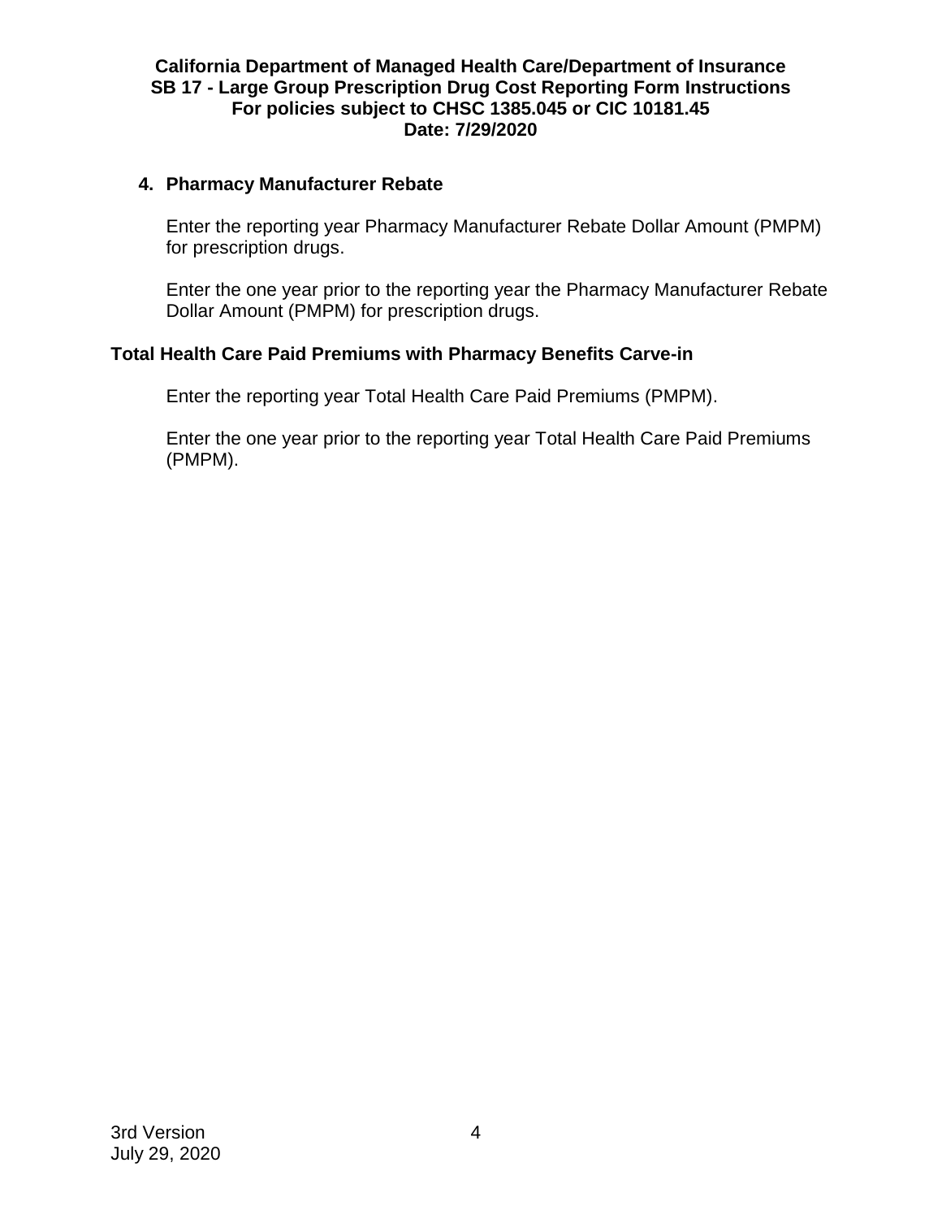### 4. Pharmacy Manufacturer Rebate

Enter the reporting year Pharmacy Manufacturer Rebate Dollar Amount (PMPM) for prescription drugs.

Enter the one year prior to the reporting year the Pharmacy Manufacturer Rebate Dollar Amount (PMPM) for prescription drugs.

### Total Health Care Paid Premiums with Pharmacy Benefits Carve-in

Enter the reporting year Total Health Care Paid Premiums (PMPM).

Enter the one year prior to the reporting year Total Health Care Paid Premiums (PMPM).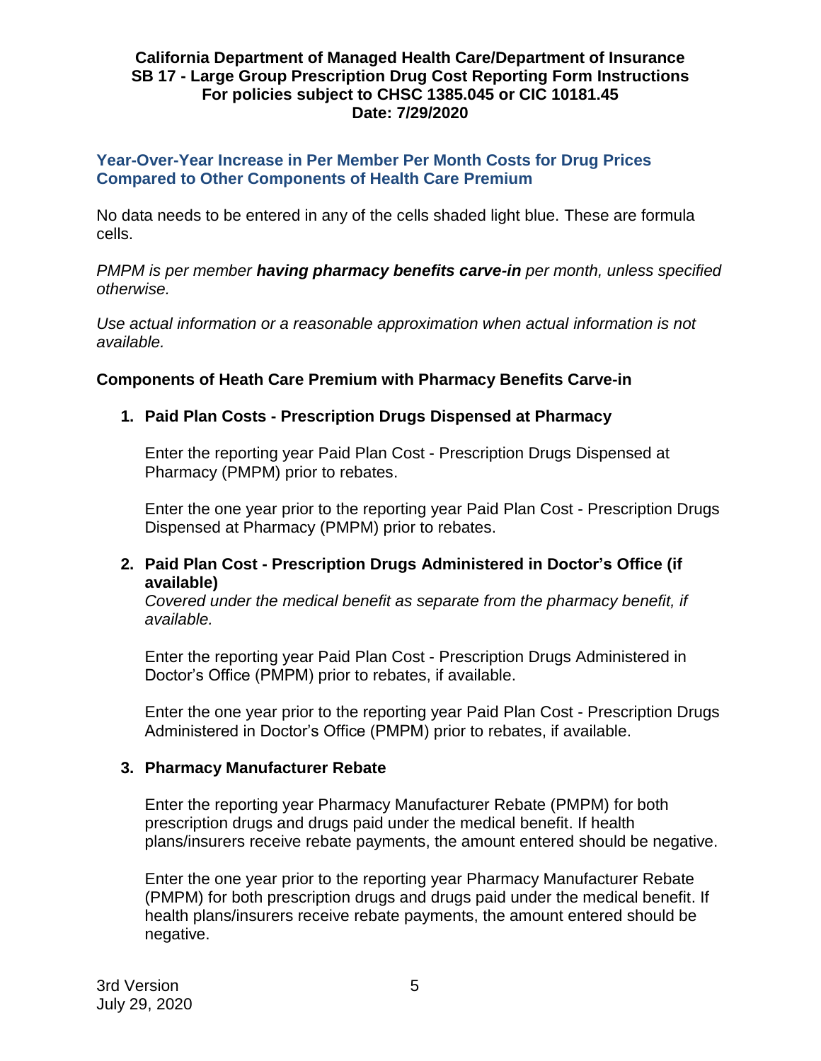## Year-Over-Year Increase in Per Member Per Month Costs for Drug Prices Compared to Other Components of Health Care Premium

No data needs to be entered in any of the cells shaded light blue. These are formula cells.

*PMPM is per member **having pharmacy benefits carve-in** per month, unless specified otherwise.*

*Use actual information or a reasonable approximation when actual information is not available.*

### Components of Heath Care Premium with Pharmacy Benefits Carve-in

1. **Paid Plan Costs - Prescription Drugs Dispensed at Pharmacy**

   Enter the reporting year Paid Plan Cost - Prescription Drugs Dispensed at Pharmacy (PMPM) prior to rebates.

   Enter the one year prior to the reporting year Paid Plan Cost - Prescription Drugs Dispensed at Pharmacy (PMPM) prior to rebates.

2. **Paid Plan Cost - Prescription Drugs Administered in Doctor's Office (if available)**

   *Covered under the medical benefit as separate from the pharmacy benefit, if available.*

   Enter the reporting year Paid Plan Cost - Prescription Drugs Administered in Doctor's Office (PMPM) prior to rebates, if available.

   Enter the one year prior to the reporting year Paid Plan Cost - Prescription Drugs Administered in Doctor's Office (PMPM) prior to rebates, if available.

3. **Pharmacy Manufacturer Rebate**

   Enter the reporting year Pharmacy Manufacturer Rebate (PMPM) for both prescription drugs and drugs paid under the medical benefit. If health plans/insurers receive rebate payments, the amount entered should be negative.

   Enter the one year prior to the reporting year Pharmacy Manufacturer Rebate (PMPM) for both prescription drugs and drugs paid under the medical benefit. If health plans/insurers receive rebate payments, the amount entered should be negative.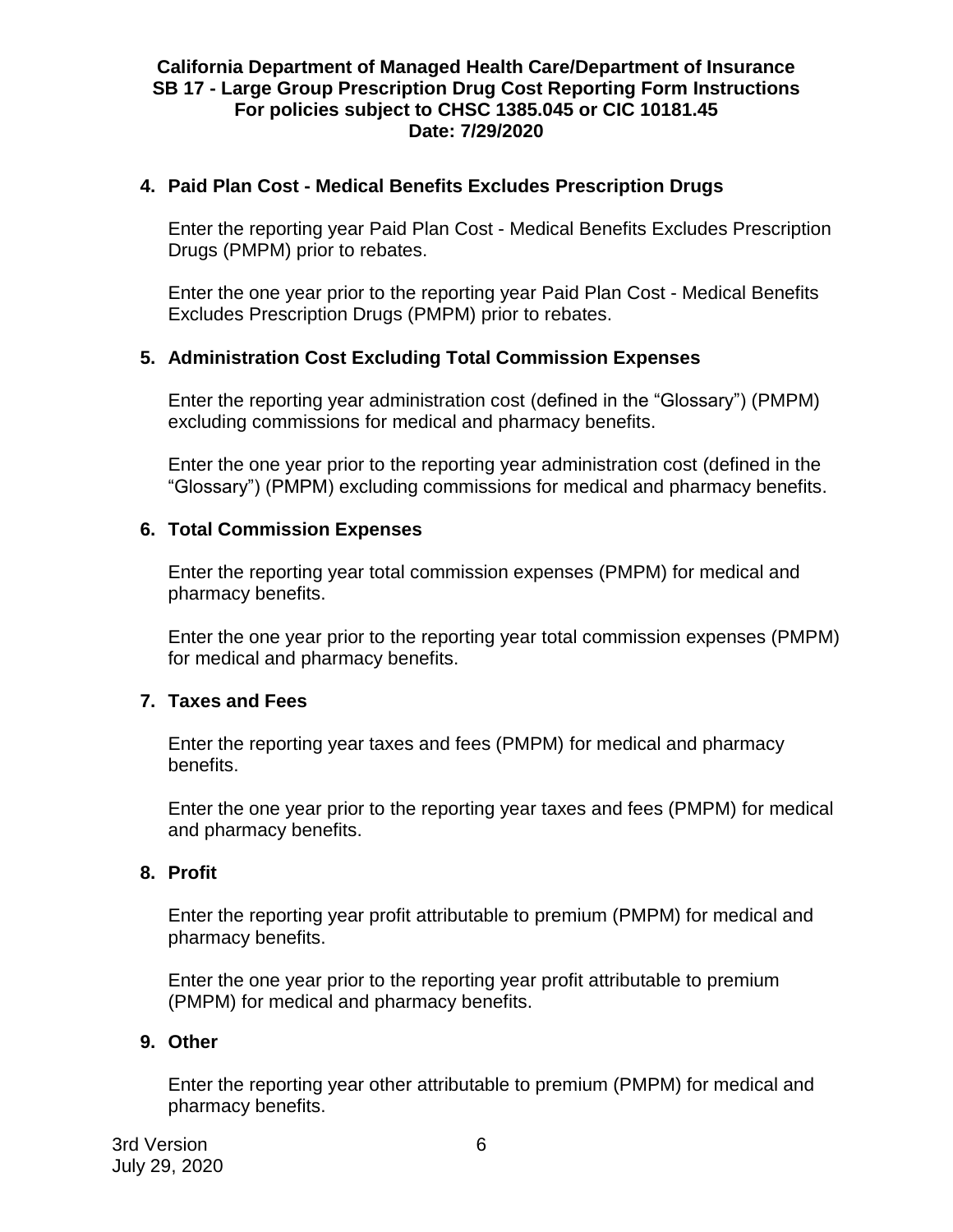4. **Paid Plan Cost - Medical Benefits Excludes Prescription Drugs**

   Enter the reporting year Paid Plan Cost - Medical Benefits Excludes Prescription Drugs (PMPM) prior to rebates.

   Enter the one year prior to the reporting year Paid Plan Cost - Medical Benefits Excludes Prescription Drugs (PMPM) prior to rebates.

5. **Administration Cost Excluding Total Commission Expenses**

   Enter the reporting year administration cost (defined in the "Glossary") (PMPM) excluding commissions for medical and pharmacy benefits.

   Enter the one year prior to the reporting year administration cost (defined in the "Glossary") (PMPM) excluding commissions for medical and pharmacy benefits.

6. **Total Commission Expenses**

   Enter the reporting year total commission expenses (PMPM) for medical and pharmacy benefits.

   Enter the one year prior to the reporting year total commission expenses (PMPM) for medical and pharmacy benefits.

7. **Taxes and Fees**

   Enter the reporting year taxes and fees (PMPM) for medical and pharmacy benefits.

   Enter the one year prior to the reporting year taxes and fees (PMPM) for medical and pharmacy benefits.

8. **Profit**

   Enter the reporting year profit attributable to premium (PMPM) for medical and pharmacy benefits.

   Enter the one year prior to the reporting year profit attributable to premium (PMPM) for medical and pharmacy benefits.

9. **Other**

   Enter the reporting year other attributable to premium (PMPM) for medical and pharmacy benefits.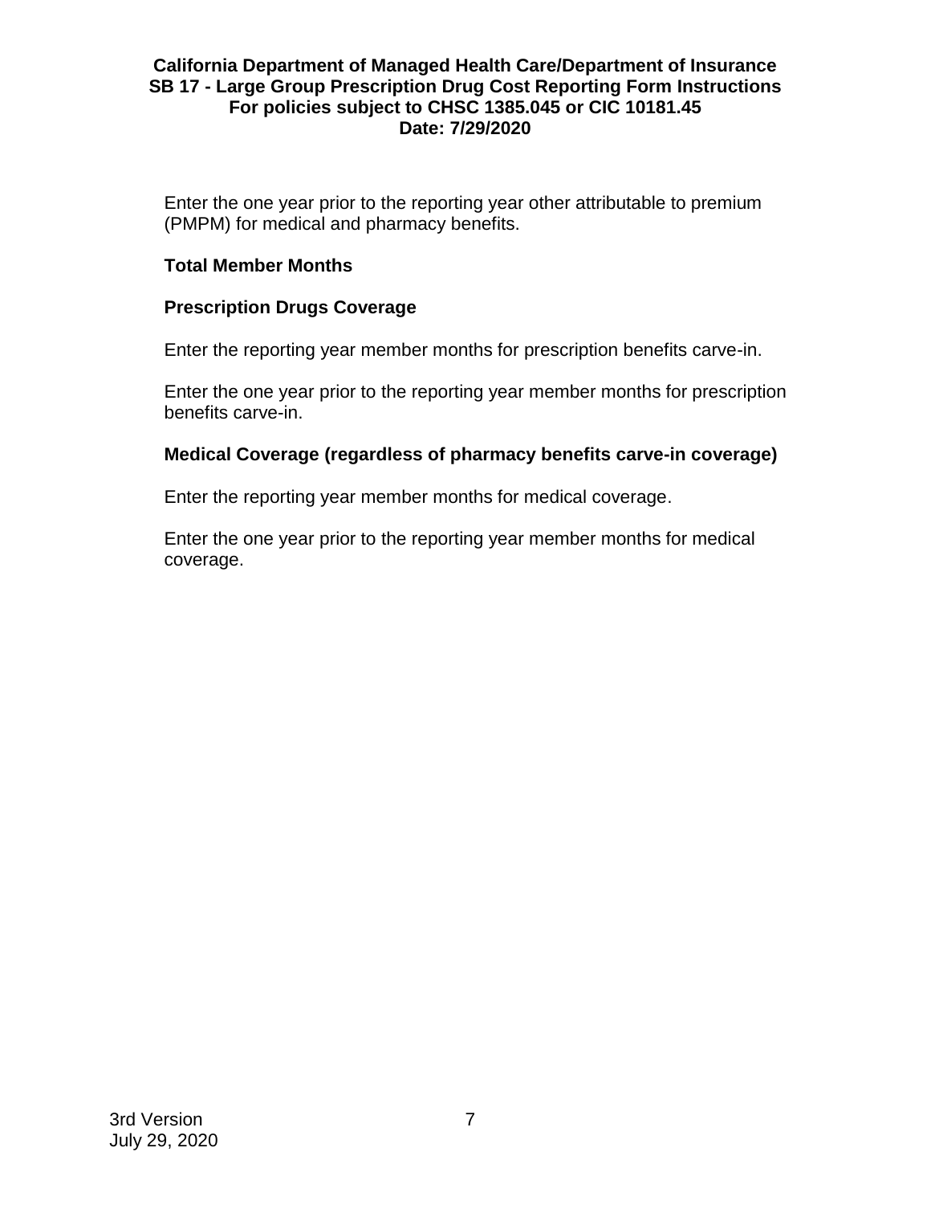Enter the one year prior to the reporting year other attributable to premium (PMPM) for medical and pharmacy benefits.

**Total Member Months**

**Prescription Drugs Coverage**

Enter the reporting year member months for prescription benefits carve-in.

Enter the one year prior to the reporting year member months for prescription benefits carve-in.

**Medical Coverage (regardless of pharmacy benefits carve-in coverage)**

Enter the reporting year member months for medical coverage.

Enter the one year prior to the reporting year member months for medical coverage.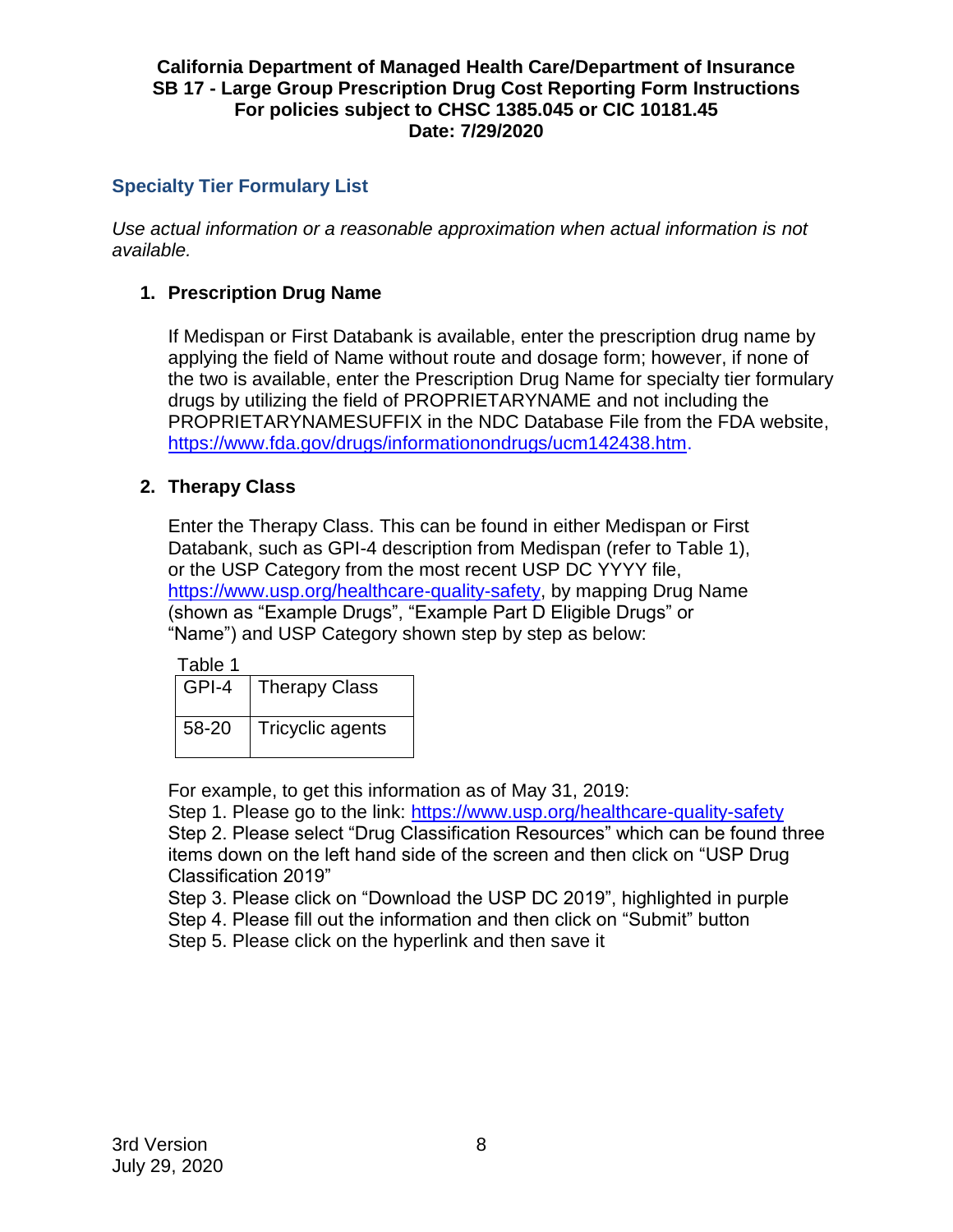## Specialty Tier Formulary List

*Use actual information or a reasonable approximation when actual information is not available.*

1. **Prescription Drug Name**

   If Medispan or First Databank is available, enter the prescription drug name by applying the field of Name without route and dosage form; however, if none of the two is available, enter the Prescription Drug Name for specialty tier formulary drugs by utilizing the field of PROPRIETARYNAME and not including the PROPRIETARYNAMESUFFIX in the NDC Database File from the FDA website, https://www.fda.gov/drugs/informationondrugs/ucm142438.htm.

2. **Therapy Class**

   Enter the Therapy Class. This can be found in either Medispan or First Databank, such as GPI-4 description from Medispan (refer to Table 1), or the USP Category from the most recent USP DC YYYY file, https://www.usp.org/healthcare-quality-safety, by mapping Drug Name (shown as "Example Drugs", "Example Part D Eligible Drugs" or "Name") and USP Category shown step by step as below:

   Table 1

   | GPI-4 | Therapy Class |
   |---|---|
   | 58-20 | Tricyclic agents |

   For example, to get this information as of May 31, 2019:
   Step 1. Please go to the link: https://www.usp.org/healthcare-quality-safety
   Step 2. Please select "Drug Classification Resources" which can be found three items down on the left hand side of the screen and then click on "USP Drug Classification 2019"
   Step 3. Please click on "Download the USP DC 2019", highlighted in purple
   Step 4. Please fill out the information and then click on "Submit" button
   Step 5. Please click on the hyperlink and then save it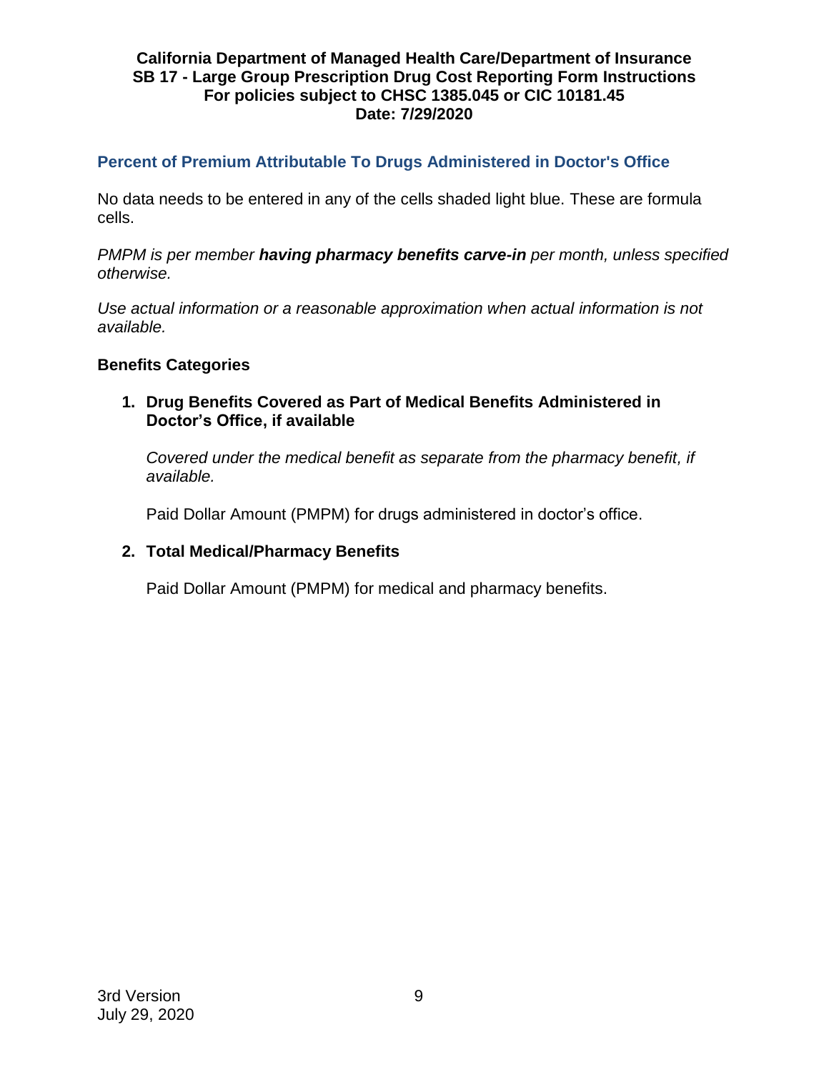## Percent of Premium Attributable To Drugs Administered in Doctor's Office

No data needs to be entered in any of the cells shaded light blue. These are formula cells.

*PMPM is per member* ***having pharmacy benefits carve-in*** *per month, unless specified otherwise.*

*Use actual information or a reasonable approximation when actual information is not available.*

### Benefits Categories

1. **Drug Benefits Covered as Part of Medical Benefits Administered in Doctor's Office, if available**

   *Covered under the medical benefit as separate from the pharmacy benefit, if available.*

   Paid Dollar Amount (PMPM) for drugs administered in doctor's office.

2. **Total Medical/Pharmacy Benefits**

   Paid Dollar Amount (PMPM) for medical and pharmacy benefits.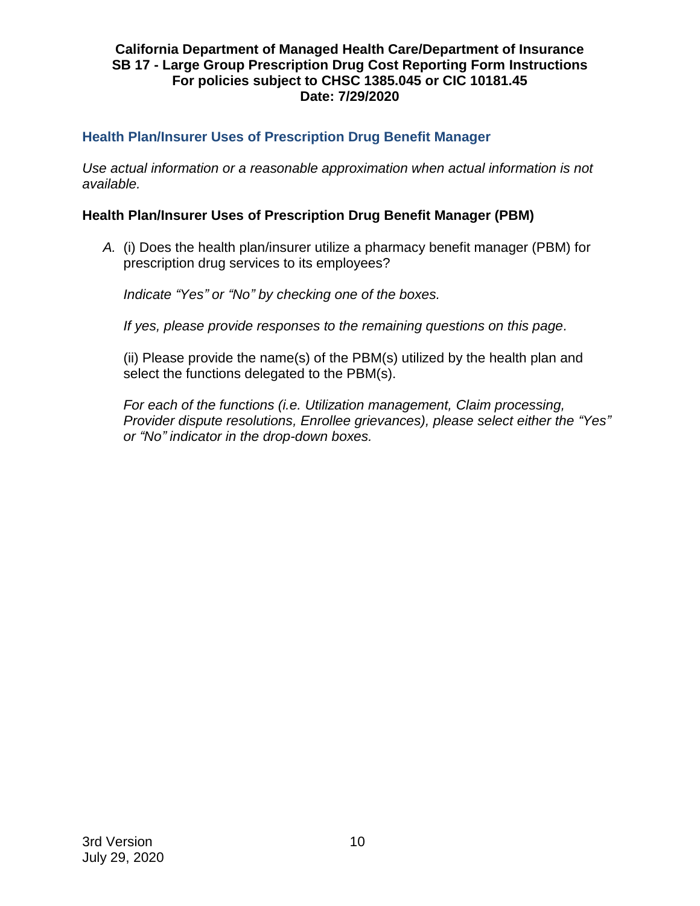## Health Plan/Insurer Uses of Prescription Drug Benefit Manager

*Use actual information or a reasonable approximation when actual information is not available.*

### Health Plan/Insurer Uses of Prescription Drug Benefit Manager (PBM)

*A.* (i) Does the health plan/insurer utilize a pharmacy benefit manager (PBM) for prescription drug services to its employees?

*Indicate "Yes" or "No" by checking one of the boxes.*

*If yes, please provide responses to the remaining questions on this page.*

(ii) Please provide the name(s) of the PBM(s) utilized by the health plan and select the functions delegated to the PBM(s).

*For each of the functions (i.e. Utilization management, Claim processing, Provider dispute resolutions, Enrollee grievances), please select either the "Yes" or "No" indicator in the drop-down boxes.*